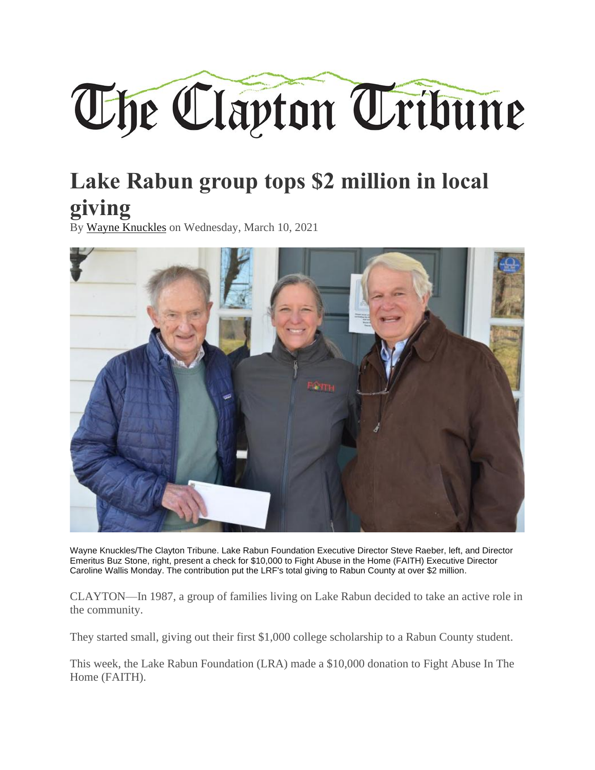# The Clayton Tribune

## Lake Rabun group tops $2 million in local giving

By Wayne Knuckles on Wednesday, March 10, 2021

Wayne Knuckles/The Clayton Tribune. Lake Rabun Foundation Executive Director Steve Raeber, left, and Director Emeritus Buz Stone, right, present a check for $10,000 to Fight Abuse in the Home (FAITH) Executive Director Caroline Wallis Monday. The contribution put the LRF's total giving to Rabun County at over $2 million.

CLAYTON—In 1987, a group of families living on Lake Rabun decided to take an active role in the community.

They started small, giving out their first $1,000 college scholarship to a Rabun County student.

This week, the Lake Rabun Foundation (LRA) made a $10,000 donation to Fight Abuse In The Home (FAITH).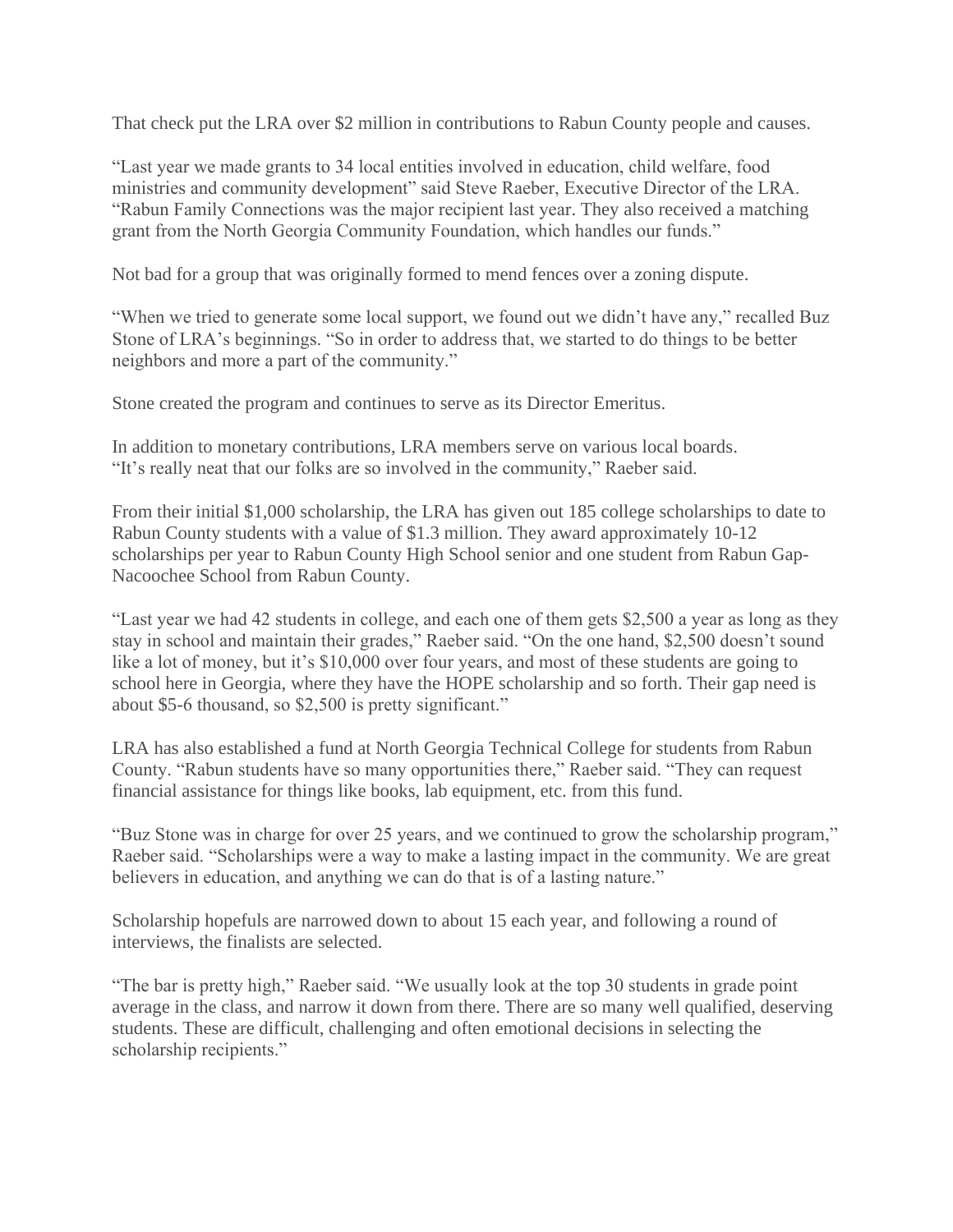That check put the LRA over $2 million in contributions to Rabun County people and causes.

“Last year we made grants to 34 local entities involved in education, child welfare, food ministries and community development” said Steve Raeber, Executive Director of the LRA. “Rabun Family Connections was the major recipient last year. They also received a matching grant from the North Georgia Community Foundation, which handles our funds.”

Not bad for a group that was originally formed to mend fences over a zoning dispute.

“When we tried to generate some local support, we found out we didn’t have any,” recalled Buz Stone of LRA’s beginnings. “So in order to address that, we started to do things to be better neighbors and more a part of the community.”

Stone created the program and continues to serve as its Director Emeritus.

In addition to monetary contributions, LRA members serve on various local boards.
“It’s really neat that our folks are so involved in the community,” Raeber said.

From their initial $1,000 scholarship, the LRA has given out 185 college scholarships to date to Rabun County students with a value of $1.3 million. They award approximately 10-12 scholarships per year to Rabun County High School senior and one student from Rabun Gap-Nacoochee School from Rabun County.

“Last year we had 42 students in college, and each one of them gets $2,500 a year as long as they stay in school and maintain their grades,” Raeber said. “On the one hand, $2,500 doesn’t sound like a lot of money, but it’s $10,000 over four years, and most of these students are going to school here in Georgia, where they have the HOPE scholarship and so forth. Their gap need is about $5-6 thousand, so $2,500 is pretty significant.”

LRA has also established a fund at North Georgia Technical College for students from Rabun County. “Rabun students have so many opportunities there,” Raeber said. “They can request financial assistance for things like books, lab equipment, etc. from this fund.

“Buz Stone was in charge for over 25 years, and we continued to grow the scholarship program,” Raeber said. “Scholarships were a way to make a lasting impact in the community. We are great believers in education, and anything we can do that is of a lasting nature.”

Scholarship hopefuls are narrowed down to about 15 each year, and following a round of interviews, the finalists are selected.

“The bar is pretty high,” Raeber said. “We usually look at the top 30 students in grade point average in the class, and narrow it down from there. There are so many well qualified, deserving students. These are difficult, challenging and often emotional decisions in selecting the scholarship recipients.”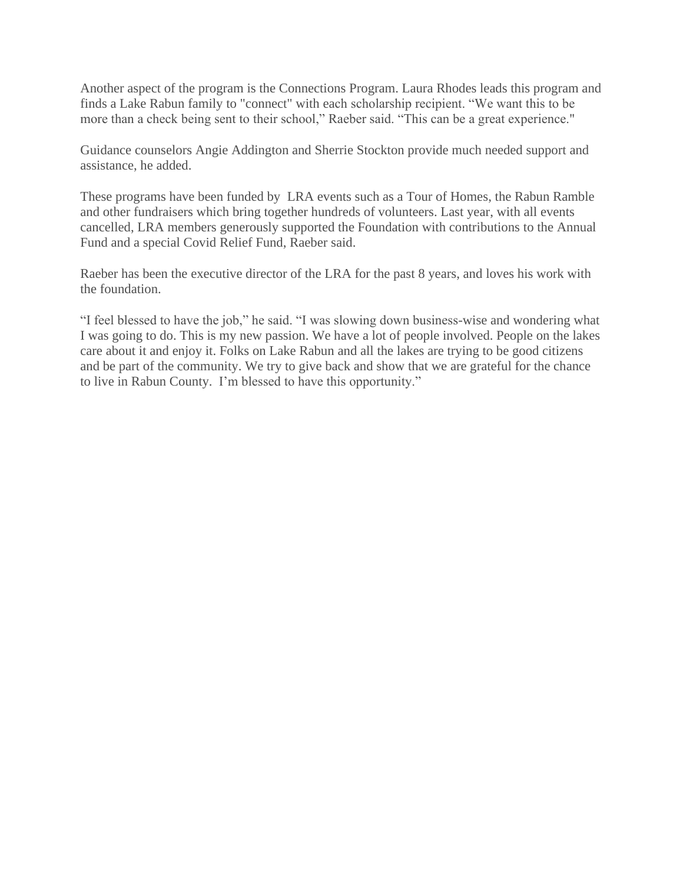Another aspect of the program is the Connections Program. Laura Rhodes leads this program and finds a Lake Rabun family to "connect" with each scholarship recipient. “We want this to be more than a check being sent to their school,” Raeber said. “This can be a great experience."

Guidance counselors Angie Addington and Sherrie Stockton provide much needed support and assistance, he added.

These programs have been funded by LRA events such as a Tour of Homes, the Rabun Ramble and other fundraisers which bring together hundreds of volunteers. Last year, with all events cancelled, LRA members generously supported the Foundation with contributions to the Annual Fund and a special Covid Relief Fund, Raeber said.

Raeber has been the executive director of the LRA for the past 8 years, and loves his work with the foundation.

“I feel blessed to have the job,” he said. “I was slowing down business-wise and wondering what I was going to do. This is my new passion. We have a lot of people involved. People on the lakes care about it and enjoy it. Folks on Lake Rabun and all the lakes are trying to be good citizens and be part of the community. We try to give back and show that we are grateful for the chance to live in Rabun County. I’m blessed to have this opportunity.”